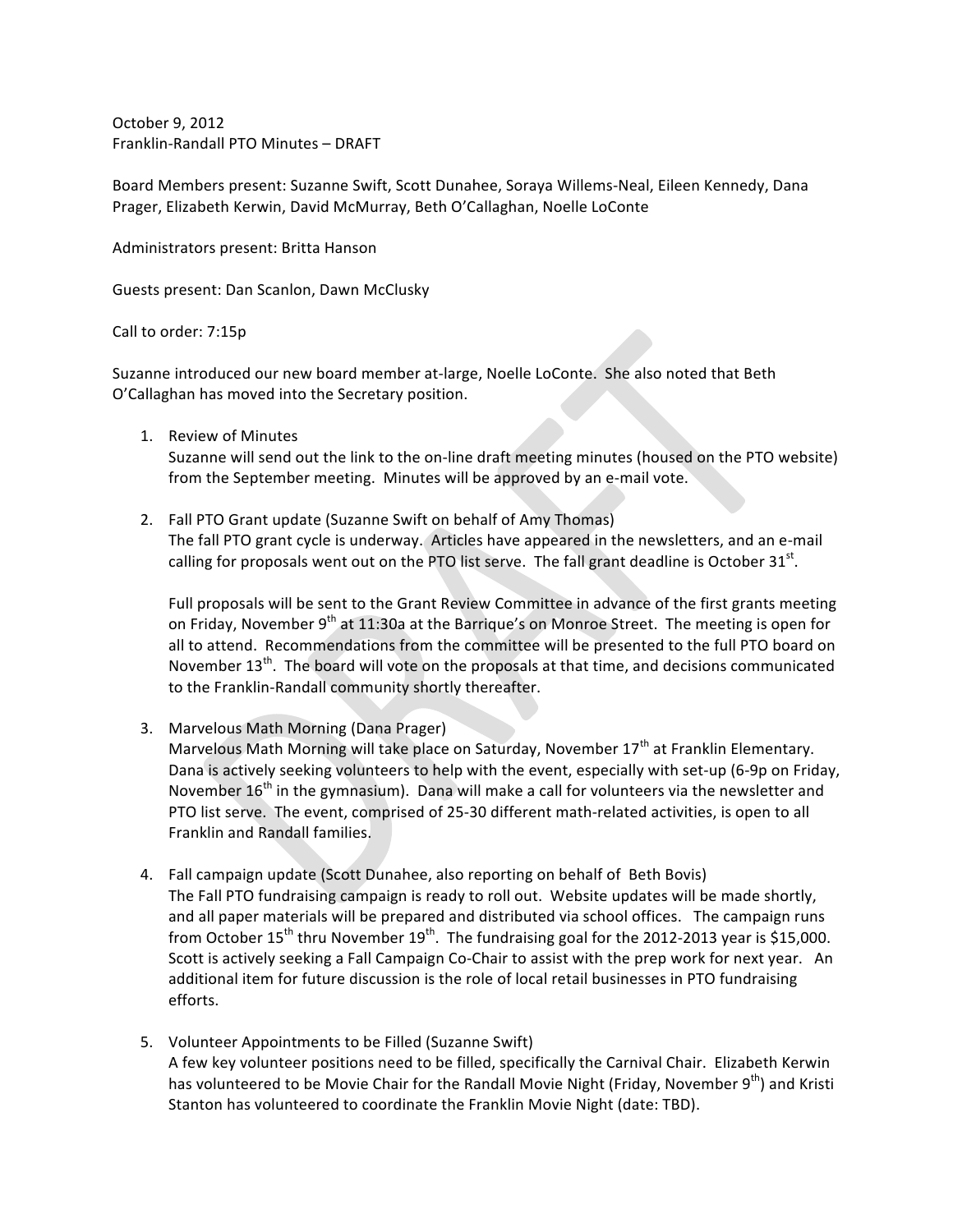October 9, 2012
Franklin-Randall PTO Minutes – DRAFT

Board Members present: Suzanne Swift, Scott Dunahee, Soraya Willems-Neal, Eileen Kennedy, Dana Prager, Elizabeth Kerwin, David McMurray, Beth O'Callaghan, Noelle LoConte

Administrators present: Britta Hanson

Guests present: Dan Scanlon, Dawn McClusky

Call to order: 7:15p

Suzanne introduced our new board member at-large, Noelle LoConte. She also noted that Beth O'Callaghan has moved into the Secretary position.

1. Review of Minutes
   Suzanne will send out the link to the on-line draft meeting minutes (housed on the PTO website) from the September meeting. Minutes will be approved by an e-mail vote.

2. Fall PTO Grant update (Suzanne Swift on behalf of Amy Thomas)
   The fall PTO grant cycle is underway. Articles have appeared in the newsletters, and an e-mail calling for proposals went out on the PTO list serve. The fall grant deadline is October 31st.

   Full proposals will be sent to the Grant Review Committee in advance of the first grants meeting on Friday, November 9th at 11:30a at the Barrique's on Monroe Street. The meeting is open for all to attend. Recommendations from the committee will be presented to the full PTO board on November 13th. The board will vote on the proposals at that time, and decisions communicated to the Franklin-Randall community shortly thereafter.

3. Marvelous Math Morning (Dana Prager)
   Marvelous Math Morning will take place on Saturday, November 17th at Franklin Elementary. Dana is actively seeking volunteers to help with the event, especially with set-up (6-9p on Friday, November 16th in the gymnasium). Dana will make a call for volunteers via the newsletter and PTO list serve. The event, comprised of 25-30 different math-related activities, is open to all Franklin and Randall families.

4. Fall campaign update (Scott Dunahee, also reporting on behalf of Beth Bovis)
   The Fall PTO fundraising campaign is ready to roll out. Website updates will be made shortly, and all paper materials will be prepared and distributed via school offices. The campaign runs from October 15th thru November 19th. The fundraising goal for the 2012-2013 year is $15,000. Scott is actively seeking a Fall Campaign Co-Chair to assist with the prep work for next year. An additional item for future discussion is the role of local retail businesses in PTO fundraising efforts.

5. Volunteer Appointments to be Filled (Suzanne Swift)
   A few key volunteer positions need to be filled, specifically the Carnival Chair. Elizabeth Kerwin has volunteered to be Movie Chair for the Randall Movie Night (Friday, November 9th) and Kristi Stanton has volunteered to coordinate the Franklin Movie Night (date: TBD).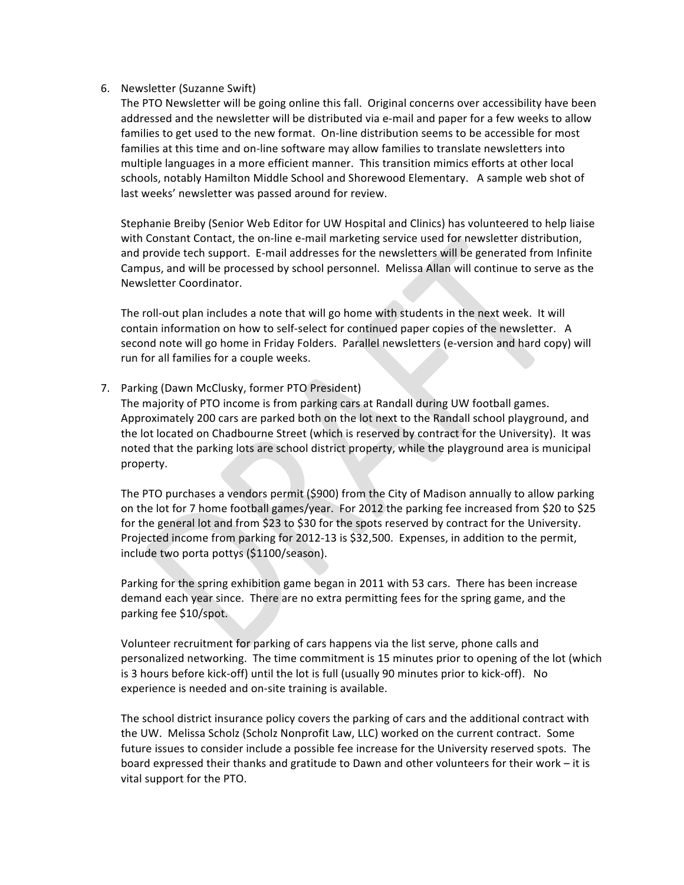6. Newsletter (Suzanne Swift)

   The PTO Newsletter will be going online this fall. Original concerns over accessibility have been addressed and the newsletter will be distributed via e-mail and paper for a few weeks to allow families to get used to the new format. On-line distribution seems to be accessible for most families at this time and on-line software may allow families to translate newsletters into multiple languages in a more efficient manner. This transition mimics efforts at other local schools, notably Hamilton Middle School and Shorewood Elementary. A sample web shot of last weeks' newsletter was passed around for review.

   Stephanie Breiby (Senior Web Editor for UW Hospital and Clinics) has volunteered to help liaise with Constant Contact, the on-line e-mail marketing service used for newsletter distribution, and provide tech support. E-mail addresses for the newsletters will be generated from Infinite Campus, and will be processed by school personnel. Melissa Allan will continue to serve as the Newsletter Coordinator.

   The roll-out plan includes a note that will go home with students in the next week. It will contain information on how to self-select for continued paper copies of the newsletter. A second note will go home in Friday Folders. Parallel newsletters (e-version and hard copy) will run for all families for a couple weeks.

7. Parking (Dawn McClusky, former PTO President)

   The majority of PTO income is from parking cars at Randall during UW football games. Approximately 200 cars are parked both on the lot next to the Randall school playground, and the lot located on Chadbourne Street (which is reserved by contract for the University). It was noted that the parking lots are school district property, while the playground area is municipal property.

   The PTO purchases a vendors permit ($900) from the City of Madison annually to allow parking on the lot for 7 home football games/year. For 2012 the parking fee increased from $20 to $25 for the general lot and from $23 to $30 for the spots reserved by contract for the University. Projected income from parking for 2012-13 is $32,500. Expenses, in addition to the permit, include two porta pottys ($1100/season).

   Parking for the spring exhibition game began in 2011 with 53 cars. There has been increase demand each year since. There are no extra permitting fees for the spring game, and the parking fee $10/spot.

   Volunteer recruitment for parking of cars happens via the list serve, phone calls and personalized networking. The time commitment is 15 minutes prior to opening of the lot (which is 3 hours before kick-off) until the lot is full (usually 90 minutes prior to kick-off). No experience is needed and on-site training is available.

   The school district insurance policy covers the parking of cars and the additional contract with the UW. Melissa Scholz (Scholz Nonprofit Law, LLC) worked on the current contract. Some future issues to consider include a possible fee increase for the University reserved spots. The board expressed their thanks and gratitude to Dawn and other volunteers for their work – it is vital support for the PTO.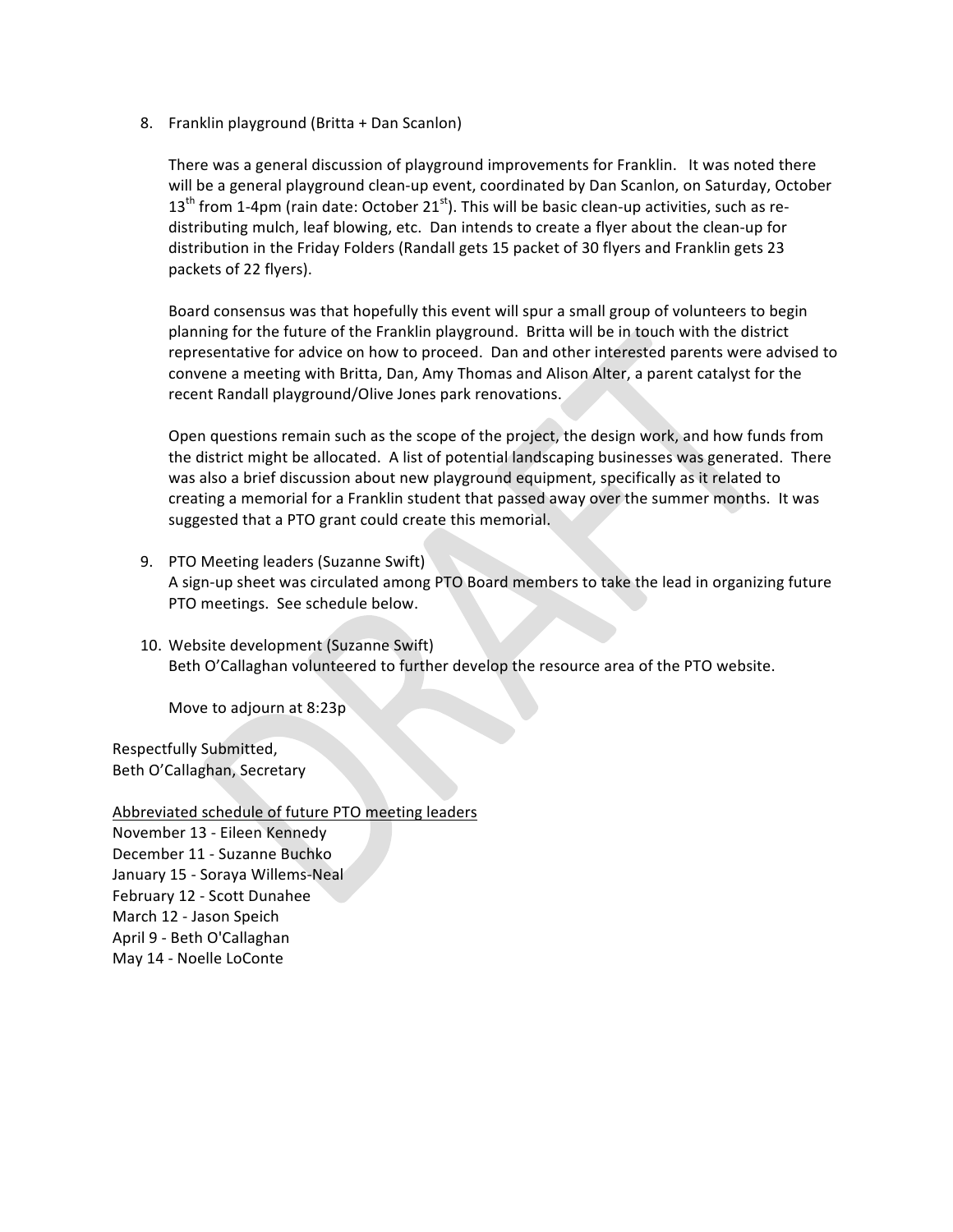8. Franklin playground (Britta + Dan Scanlon)

   There was a general discussion of playground improvements for Franklin. It was noted there will be a general playground clean-up event, coordinated by Dan Scanlon, on Saturday, October 13th from 1-4pm (rain date: October 21st). This will be basic clean-up activities, such as re-distributing mulch, leaf blowing, etc. Dan intends to create a flyer about the clean-up for distribution in the Friday Folders (Randall gets 15 packet of 30 flyers and Franklin gets 23 packets of 22 flyers).

   Board consensus was that hopefully this event will spur a small group of volunteers to begin planning for the future of the Franklin playground. Britta will be in touch with the district representative for advice on how to proceed. Dan and other interested parents were advised to convene a meeting with Britta, Dan, Amy Thomas and Alison Alter, a parent catalyst for the recent Randall playground/Olive Jones park renovations.

   Open questions remain such as the scope of the project, the design work, and how funds from the district might be allocated. A list of potential landscaping businesses was generated. There was also a brief discussion about new playground equipment, specifically as it related to creating a memorial for a Franklin student that passed away over the summer months. It was suggested that a PTO grant could create this memorial.

9. PTO Meeting leaders (Suzanne Swift)
   A sign-up sheet was circulated among PTO Board members to take the lead in organizing future PTO meetings. See schedule below.

10. Website development (Suzanne Swift)
    Beth O'Callaghan volunteered to further develop the resource area of the PTO website.

    Move to adjourn at 8:23p

Respectfully Submitted,
Beth O'Callaghan, Secretary

Abbreviated schedule of future PTO meeting leaders

November 13 - Eileen Kennedy
December 11 - Suzanne Buchko
January 15 - Soraya Willems-Neal
February 12 - Scott Dunahee
March 12 - Jason Speich
April 9 - Beth O'Callaghan
May 14 - Noelle LoConte